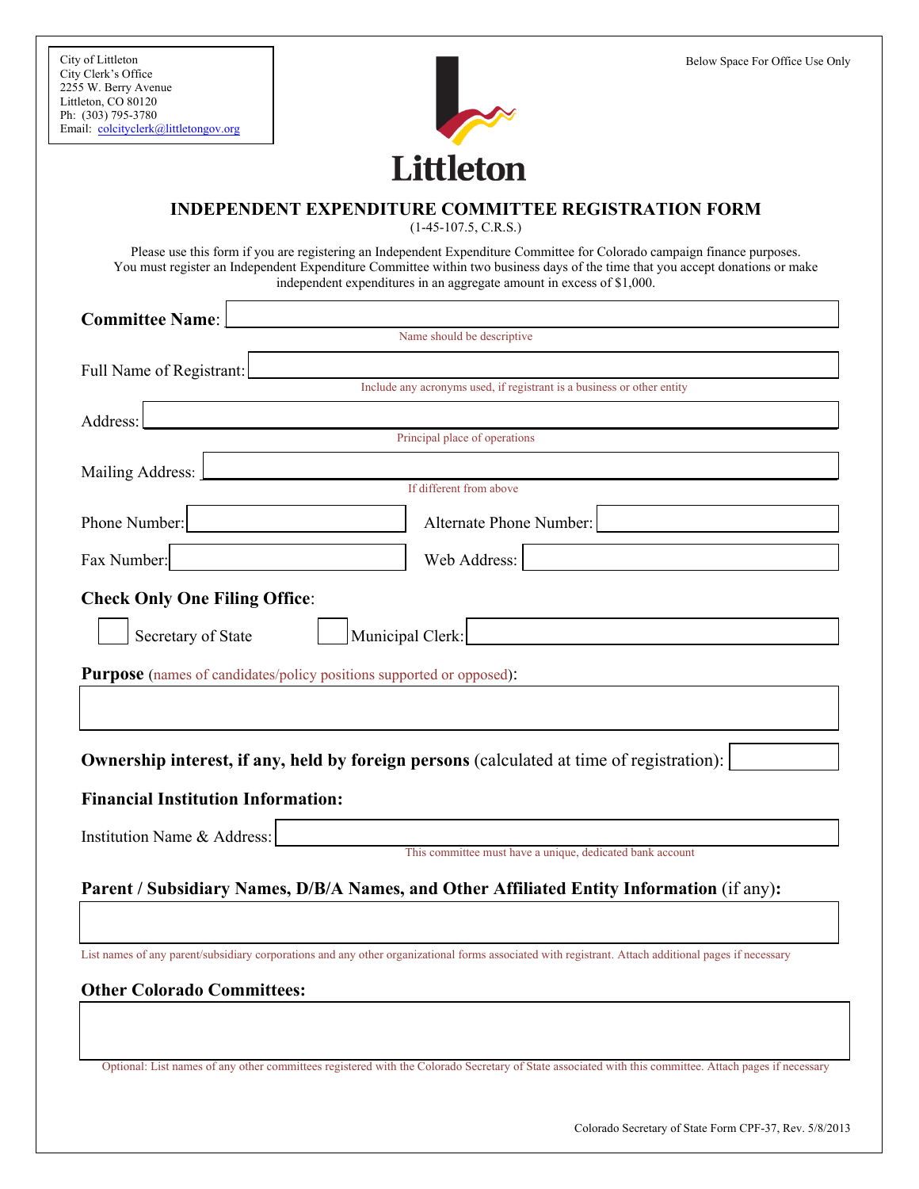City of Littleton
City Clerk's Office
2255 W. Berry Avenue
Littleton, CO 80120
Ph: (303) 795-3780
Email: colcityclerk@littletongov.org

Littleton

Below Space For Office Use Only

# INDEPENDENT EXPENDITURE COMMITTEE REGISTRATION FORM

(1-45-107.5, C.R.S.)

Please use this form if you are registering an Independent Expenditure Committee for Colorado campaign finance purposes. You must register an Independent Expenditure Committee within two business days of the time that you accept donations or make independent expenditures in an aggregate amount in excess of $1,000.

**Committee Name**: ______________________________
Name should be descriptive

Full Name of Registrant: ______________________________
Include any acronyms used, if registrant is a business or other entity

Address: ______________________________
Principal place of operations

Mailing Address: ______________________________
If different from above

Phone Number: ______________ Alternate Phone Number: ______________

Fax Number: ______________ Web Address: ______________

**Check Only One Filing Office**:

☐ Secretary of State ☐ Municipal Clerk: ______________

**Purpose** (names of candidates/policy positions supported or opposed):

______________________________

**Ownership interest, if any, held by foreign persons** (calculated at time of registration): ______________

**Financial Institution Information:**

Institution Name & Address: ______________________________
This committee must have a unique, dedicated bank account

**Parent / Subsidiary Names, D/B/A Names, and Other Affiliated Entity Information** (if any)**:**

______________________________

List names of any parent/subsidiary corporations and any other organizational forms associated with registrant. Attach additional pages if necessary

**Other Colorado Committees:**

______________________________

Optional: List names of any other committees registered with the Colorado Secretary of State associated with this committee. Attach pages if necessary

Colorado Secretary of State Form CPF-37, Rev. 5/8/2013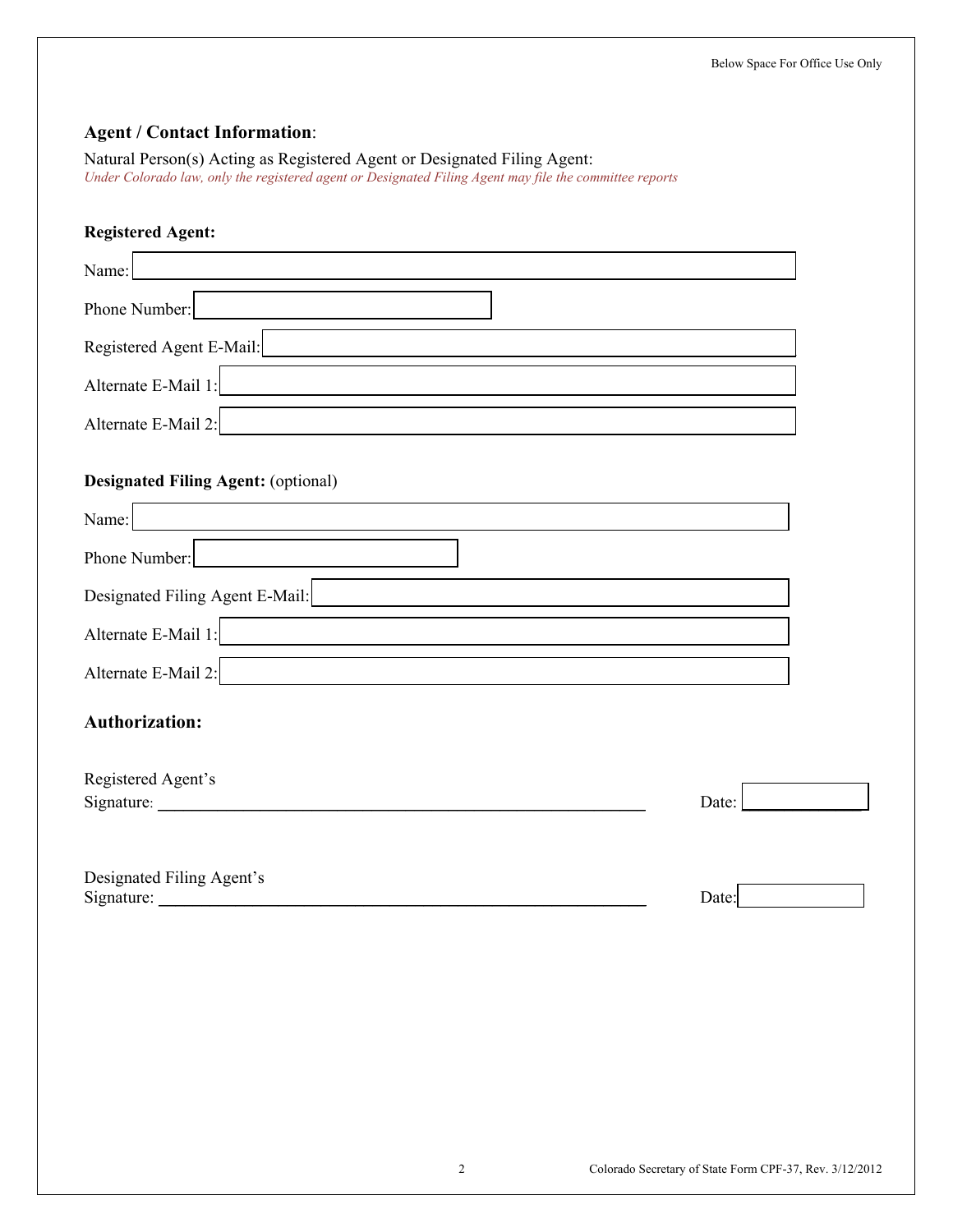Below Space For Office Use Only

**Agent / Contact Information**:

Natural Person(s) Acting as Registered Agent or Designated Filing Agent:

*Under Colorado law, only the registered agent or Designated Filing Agent may file the committee reports*

**Registered Agent:**

Name:

Phone Number:

Registered Agent E-Mail:

Alternate E-Mail 1:

Alternate E-Mail 2:

**Designated Filing Agent:** (optional)

Name:

Phone Number:

Designated Filing Agent E-Mail:

Alternate E-Mail 1:

Alternate E-Mail 2:

## Authorization:

Registered Agent's Signature: ____________________________________________ Date:

Designated Filing Agent's Signature: ____________________________________________ Date:

Colorado Secretary of State Form CPF-37, Rev. 3/12/2012